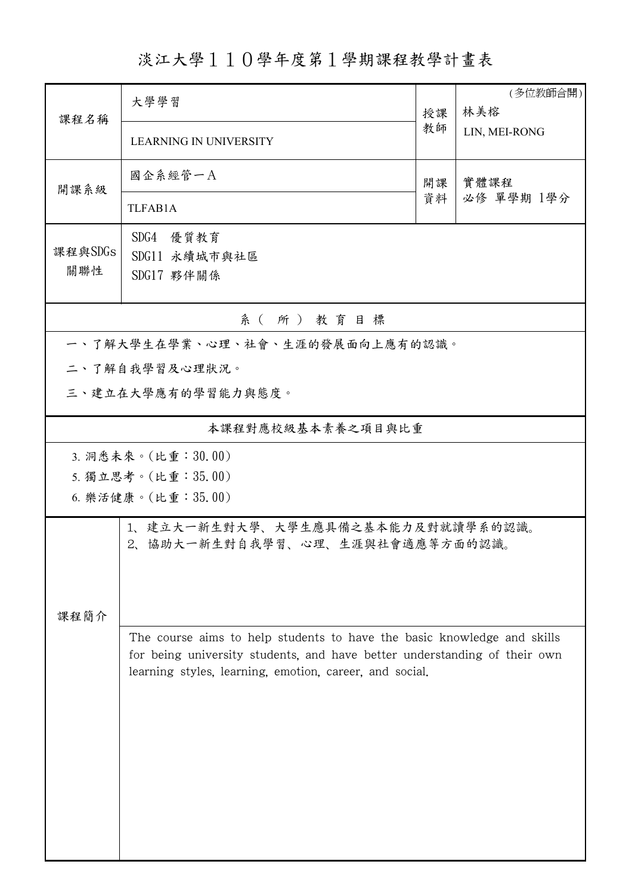# 淡江大學１１０學年度第１學期課程教學計畫表

| | | | |
|---|---|---|---|
| 課程名稱 | 大學學習<br>LEARNING IN UNIVERSITY | 授課教師 | (多位教師合開)<br>林美榕<br>LIN, MEI-RONG |
| 開課系級 | 國企系經管一A<br>TLFAB1A | 開課資料 | 實體課程<br>必修 單學期 1學分 |
| 課程與SDGs關聯性 | SDG4 優質教育<br>SDG11 永續城市與社區<br>SDG17 夥伴關係 | | |

## 系（所）教育目標

一、了解大學生在學業、心理、社會、生涯的發展面向上應有的認識。

二、了解自我學習及心理狀況。

三、建立在大學應有的學習能力與態度。

## 本課程對應校級基本素養之項目與比重

3. 洞悉未來。(比重：30.00)

5. 獨立思考。(比重：35.00)

6. 樂活健康。(比重：35.00)

## 課程簡介

1、建立大一新生對大學、大學生應具備之基本能力及對就讀學系的認識。

2、協助大一新生對自我學習、心理、生涯與社會適應等方面的認識。

The course aims to help students to have the basic knowledge and skills for being university students, and have better understanding of their own learning styles, learning, emotion, career, and social.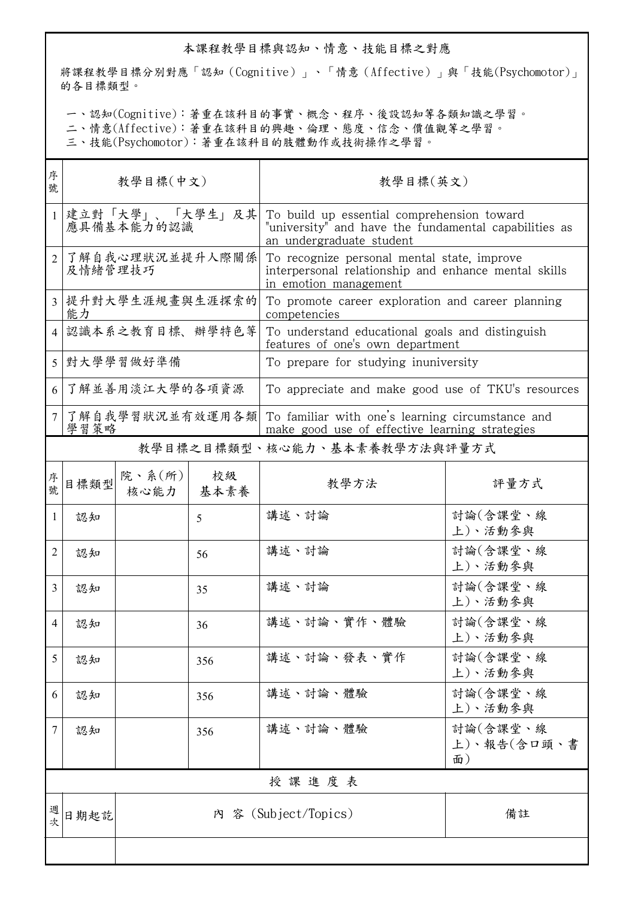## 本課程教學目標與認知、情意、技能目標之對應

將課程教學目標分別對應「認知（Cognitive）」、「情意（Affective）」與「技能(Psychomotor)」的各目標類型。

一、認知(Cognitive)：著重在該科目的事實、概念、程序、後設認知等各類知識之學習。
二、情意(Affective)：著重在該科目的興趣、倫理、態度、信念、價值觀等之學習。
三、技能(Psychomotor)：著重在該科目的肢體動作或技術操作之學習。

| 序號 | 教學目標(中文) | 教學目標(英文) |
|---|---|---|
| 1 | 建立對「大學」、「大學生」及其應具備基本能力的認識 | To build up essential comprehension toward "university" and have the fundamental capabilities as an undergraduate student |
| 2 | 了解自我心理狀況並提升人際關係及情緒管理技巧 | To recognize personal mental state, improve interpersonal relationship and enhance mental skills in emotion management |
| 3 | 提升對大學生涯規畫與生涯探索的能力 | To promote career exploration and career planning competencies |
| 4 | 認識本系之教育目標、辦學特色等 | To understand educational goals and distinguish features of one's own department |
| 5 | 對大學學習做好準備 | To prepare for studying inuniversity |
| 6 | 了解並善用淡江大學的各項資源 | To appreciate and make good use of TKU's resources |
| 7 | 了解自我學習狀況並有效運用各類學習策略 | To familiar with one's learning circumstance and make good use of effective learning strategies |

## 教學目標之目標類型、核心能力、基本素養教學方法與評量方式

| 序號 | 目標類型 | 院、系(所)核心能力 | 校級基本素養 | 教學方法 | 評量方式 |
|---|---|---|---|---|---|
| 1 | 認知 | | 5 | 講述、討論 | 討論(含課堂、線上)、活動參與 |
| 2 | 認知 | | 56 | 講述、討論 | 討論(含課堂、線上)、活動參與 |
| 3 | 認知 | | 35 | 講述、討論 | 討論(含課堂、線上)、活動參與 |
| 4 | 認知 | | 36 | 講述、討論、實作、體驗 | 討論(含課堂、線上)、活動參與 |
| 5 | 認知 | | 356 | 講述、討論、發表、實作 | 討論(含課堂、線上)、活動參與 |
| 6 | 認知 | | 356 | 講述、討論、體驗 | 討論(含課堂、線上)、活動參與 |
| 7 | 認知 | | 356 | 講述、討論、體驗 | 討論(含課堂、線上)、報告(含口頭、書面) |

## 授 課 進 度 表

| 週次 | 日期起訖 | 內 容 (Subject/Topics) | 備註 |
|---|---|---|---|
| | | | |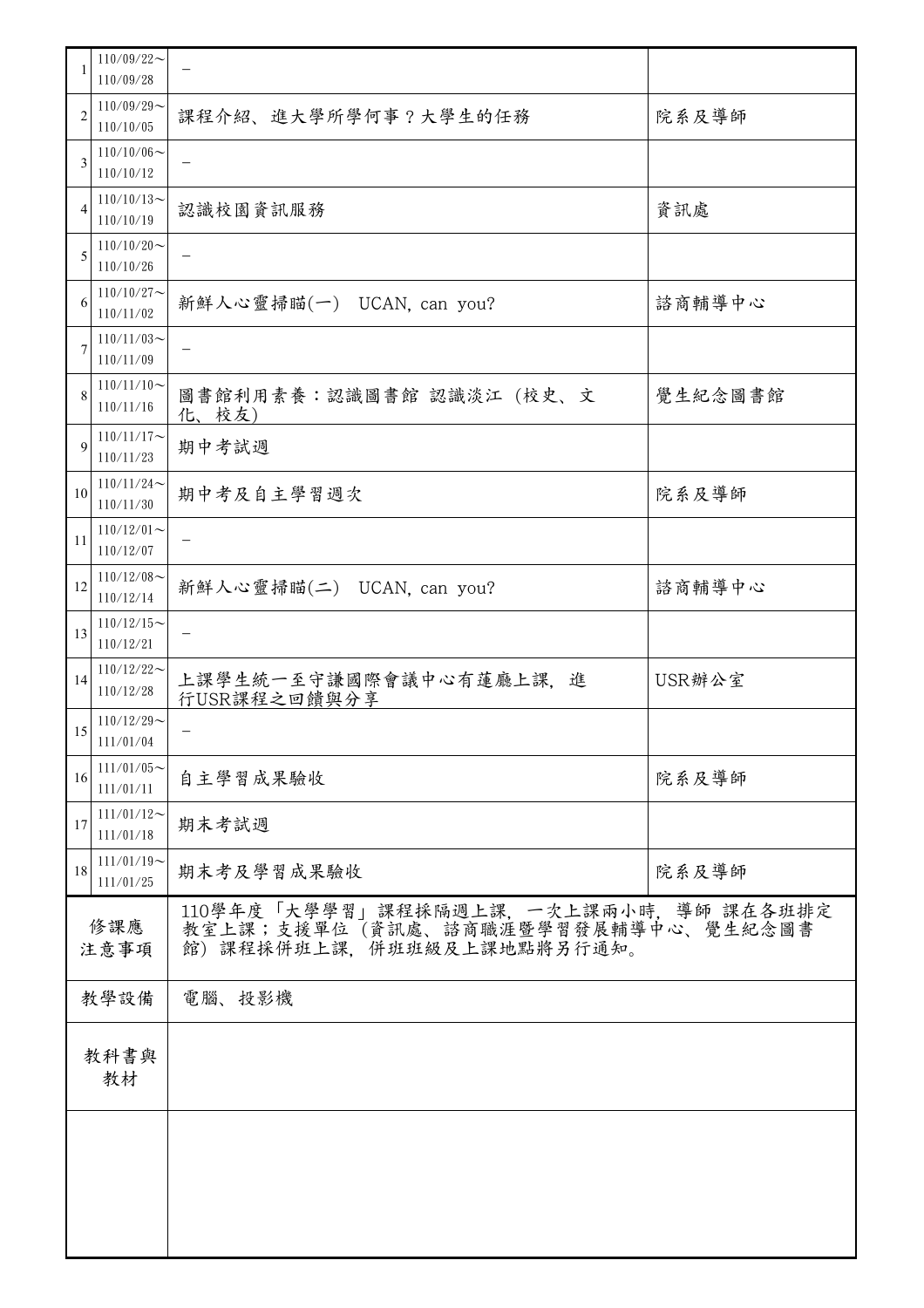| | | | |
|---|---|---|---|
| 1 | 110/09/22～<br>110/09/28 | – | |
| 2 | 110/09/29～<br>110/10/05 | 課程介紹、進大學所學何事？大學生的任務 | 院系及導師 |
| 3 | 110/10/06～<br>110/10/12 | – | |
| 4 | 110/10/13～<br>110/10/19 | 認識校園資訊服務 | 資訊處 |
| 5 | 110/10/20～<br>110/10/26 | – | |
| 6 | 110/10/27～<br>110/11/02 | 新鮮人心靈掃瞄(一)　UCAN, can you? | 諮商輔導中心 |
| 7 | 110/11/03～<br>110/11/09 | – | |
| 8 | 110/11/10～<br>110/11/16 | 圖書館利用素養：認識圖書館 認識淡江 (校史、文化、校友) | 覺生紀念圖書館 |
| 9 | 110/11/17～<br>110/11/23 | 期中考試週 | |
| 10 | 110/11/24～<br>110/11/30 | 期中考及自主學習週次 | 院系及導師 |
| 11 | 110/12/01～<br>110/12/07 | – | |
| 12 | 110/12/08～<br>110/12/14 | 新鮮人心靈掃瞄(二)　UCAN, can you? | 諮商輔導中心 |
| 13 | 110/12/15～<br>110/12/21 | – | |
| 14 | 110/12/22～<br>110/12/28 | 上課學生統一至守謙國際會議中心有蓮廳上課，進行USR課程之回饋與分享 | USR辦公室 |
| 15 | 110/12/29～<br>111/01/04 | – | |
| 16 | 111/01/05～<br>111/01/11 | 自主學習成果驗收 | 院系及導師 |
| 17 | 111/01/12～<br>111/01/18 | 期末考試週 | |
| 18 | 111/01/19～<br>111/01/25 | 期末考及學習成果驗收 | 院系及導師 |
| 修課應注意事項 | | 110學年度「大學學習」課程採隔週上課，一次上課兩小時，導師 課在各班排定教室上課；支援單位 (資訊處、諮商職涯暨學習發展輔導中心、覺生紀念圖書館) 課程採併班上課，併班班級及上課地點將另行通知。 | |
| 教學設備 | | 電腦、投影機 | |
| 教科書與教材 | | | |
| | | | |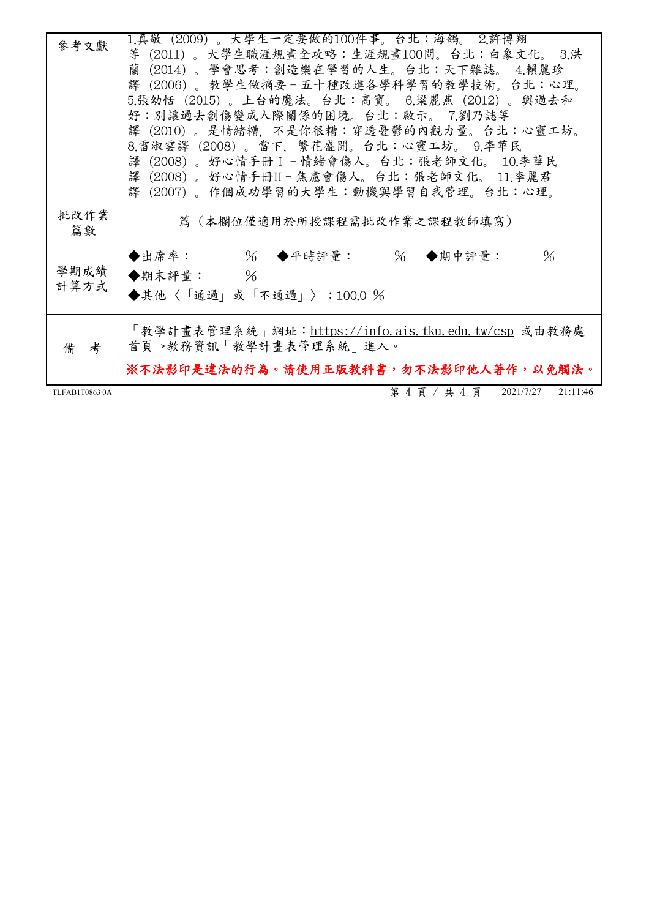| | |
|---|---|
| 參考文獻 | 1.真敬（2009）。大學生一定要做的100件事。台北：海鴿。 2.許博翔等（2011）。大學生職涯規畫全攻略：生涯規畫100問。台北：白象文化。 3.洪蘭（2014）。學會思考：創造樂在學習的人生。台北：天下雜誌。 4.賴麗珍譯（2006）。教學生做摘要－五十種改進各學科學習的教學技術。台北：心理。 5.張幼恬（2015）。上台的魔法。台北：高寶。 6.梁麗燕（2012）。與過去和好：別讓過去創傷變成人際關係的困境。台北：啟示。 7.劉乃誌等譯（2010）。是情緒糟，不是你很糟：穿透憂鬱的內觀力量。台北：心靈工坊。 8.雷淑雲譯（2008）。當下，繁花盛開。台北：心靈工坊。 9.李華民譯（2008）。好心情手冊Ⅰ－情緒會傷人。台北：張老師文化。 10.李華民譯（2008）。好心情手冊II－焦慮會傷人。台北：張老師文化。 11.李麗君譯（2007）。作個成功學習的大學生：動機與學習自我管理。台北：心理。 |
| 批改作業篇數 | 篇（本欄位僅適用於所授課程需批改作業之課程教師填寫） |
| 學期成績計算方式 | ◆出席率： ％ ◆平時評量： ％ ◆期中評量： ％<br>◆期末評量： ％<br>◆其他〈「通過」或「不通過」〉：100.0 ％ |
| 備 考 | 「教學計畫表管理系統」網址：https://info.ais.tku.edu.tw/csp 或由教務處首頁→教務資訊「教學計畫表管理系統」進入。<br>**※不法影印是違法的行為。請使用正版教科書，勿不法影印他人著作，以免觸法。** |

TLFAB1T0863 0A 2021/7/27 21:11:46